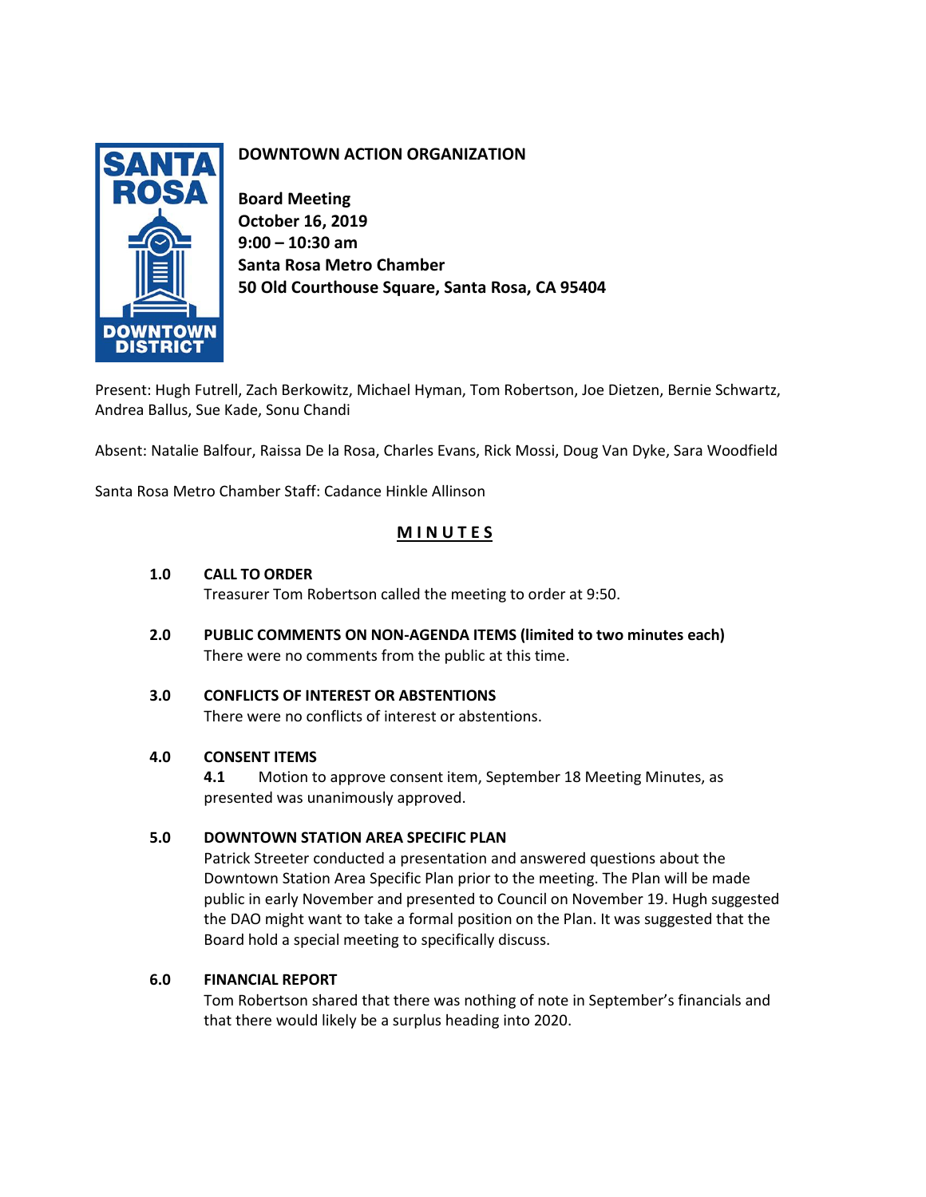# DOWNTOWN ACTION ORGANIZATION

**Board Meeting**
**October 16, 2019**
**9:00 – 10:30 am**
**Santa Rosa Metro Chamber**
**50 Old Courthouse Square, Santa Rosa, CA 95404**

Present: Hugh Futrell, Zach Berkowitz, Michael Hyman, Tom Robertson, Joe Dietzen, Bernie Schwartz, Andrea Ballus, Sue Kade, Sonu Chandi

Absent: Natalie Balfour, Raissa De la Rosa, Charles Evans, Rick Mossi, Doug Van Dyke, Sara Woodfield

Santa Rosa Metro Chamber Staff: Cadance Hinkle Allinson

## MINUTES

**1.0 CALL TO ORDER**
Treasurer Tom Robertson called the meeting to order at 9:50.

**2.0 PUBLIC COMMENTS ON NON-AGENDA ITEMS (limited to two minutes each)**
There were no comments from the public at this time.

**3.0 CONFLICTS OF INTEREST OR ABSTENTIONS**
There were no conflicts of interest or abstentions.

**4.0 CONSENT ITEMS**
**4.1** Motion to approve consent item, September 18 Meeting Minutes, as presented was unanimously approved.

**5.0 DOWNTOWN STATION AREA SPECIFIC PLAN**
Patrick Streeter conducted a presentation and answered questions about the Downtown Station Area Specific Plan prior to the meeting. The Plan will be made public in early November and presented to Council on November 19. Hugh suggested the DAO might want to take a formal position on the Plan. It was suggested that the Board hold a special meeting to specifically discuss.

**6.0 FINANCIAL REPORT**
Tom Robertson shared that there was nothing of note in September's financials and that there would likely be a surplus heading into 2020.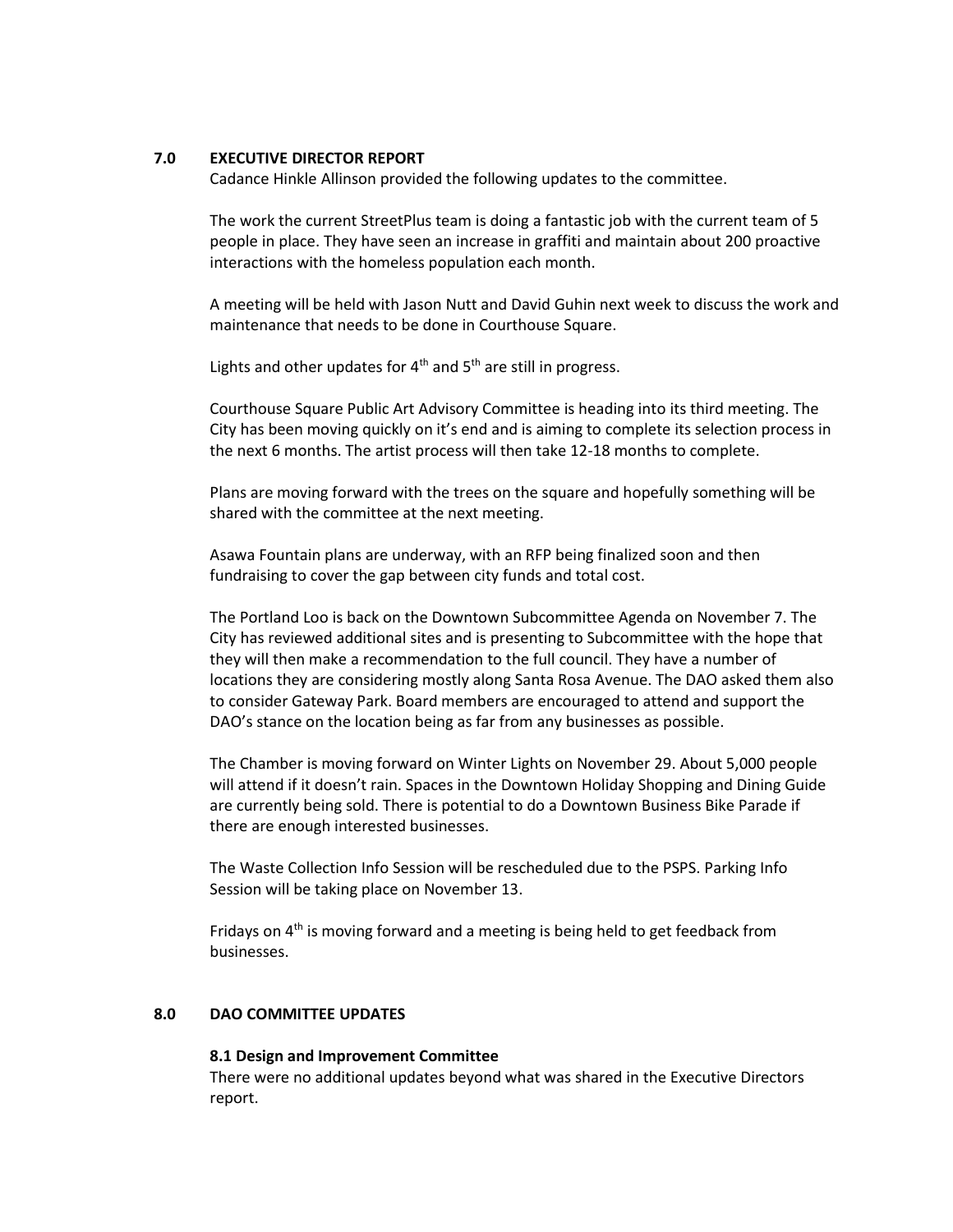## 7.0 EXECUTIVE DIRECTOR REPORT

Cadance Hinkle Allinson provided the following updates to the committee.

The work the current StreetPlus team is doing a fantastic job with the current team of 5 people in place. They have seen an increase in graffiti and maintain about 200 proactive interactions with the homeless population each month.

A meeting will be held with Jason Nutt and David Guhin next week to discuss the work and maintenance that needs to be done in Courthouse Square.

Lights and other updates for 4th and 5th are still in progress.

Courthouse Square Public Art Advisory Committee is heading into its third meeting. The City has been moving quickly on it's end and is aiming to complete its selection process in the next 6 months. The artist process will then take 12-18 months to complete.

Plans are moving forward with the trees on the square and hopefully something will be shared with the committee at the next meeting.

Asawa Fountain plans are underway, with an RFP being finalized soon and then fundraising to cover the gap between city funds and total cost.

The Portland Loo is back on the Downtown Subcommittee Agenda on November 7. The City has reviewed additional sites and is presenting to Subcommittee with the hope that they will then make a recommendation to the full council. They have a number of locations they are considering mostly along Santa Rosa Avenue. The DAO asked them also to consider Gateway Park. Board members are encouraged to attend and support the DAO's stance on the location being as far from any businesses as possible.

The Chamber is moving forward on Winter Lights on November 29. About 5,000 people will attend if it doesn't rain. Spaces in the Downtown Holiday Shopping and Dining Guide are currently being sold. There is potential to do a Downtown Business Bike Parade if there are enough interested businesses.

The Waste Collection Info Session will be rescheduled due to the PSPS. Parking Info Session will be taking place on November 13.

Fridays on 4th is moving forward and a meeting is being held to get feedback from businesses.

## 8.0 DAO COMMITTEE UPDATES

### 8.1 Design and Improvement Committee

There were no additional updates beyond what was shared in the Executive Directors report.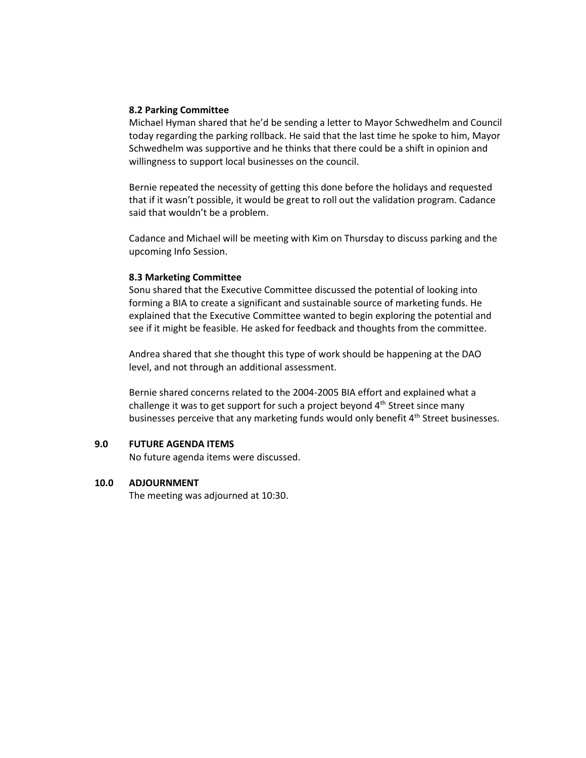**8.2 Parking Committee**

Michael Hyman shared that he'd be sending a letter to Mayor Schwedhelm and Council today regarding the parking rollback. He said that the last time he spoke to him, Mayor Schwedhelm was supportive and he thinks that there could be a shift in opinion and willingness to support local businesses on the council.

Bernie repeated the necessity of getting this done before the holidays and requested that if it wasn't possible, it would be great to roll out the validation program. Cadance said that wouldn't be a problem.

Cadance and Michael will be meeting with Kim on Thursday to discuss parking and the upcoming Info Session.

**8.3 Marketing Committee**

Sonu shared that the Executive Committee discussed the potential of looking into forming a BIA to create a significant and sustainable source of marketing funds. He explained that the Executive Committee wanted to begin exploring the potential and see if it might be feasible. He asked for feedback and thoughts from the committee.

Andrea shared that she thought this type of work should be happening at the DAO level, and not through an additional assessment.

Bernie shared concerns related to the 2004-2005 BIA effort and explained what a challenge it was to get support for such a project beyond 4th Street since many businesses perceive that any marketing funds would only benefit 4th Street businesses.

**9.0 FUTURE AGENDA ITEMS**

No future agenda items were discussed.

**10.0 ADJOURNMENT**

The meeting was adjourned at 10:30.